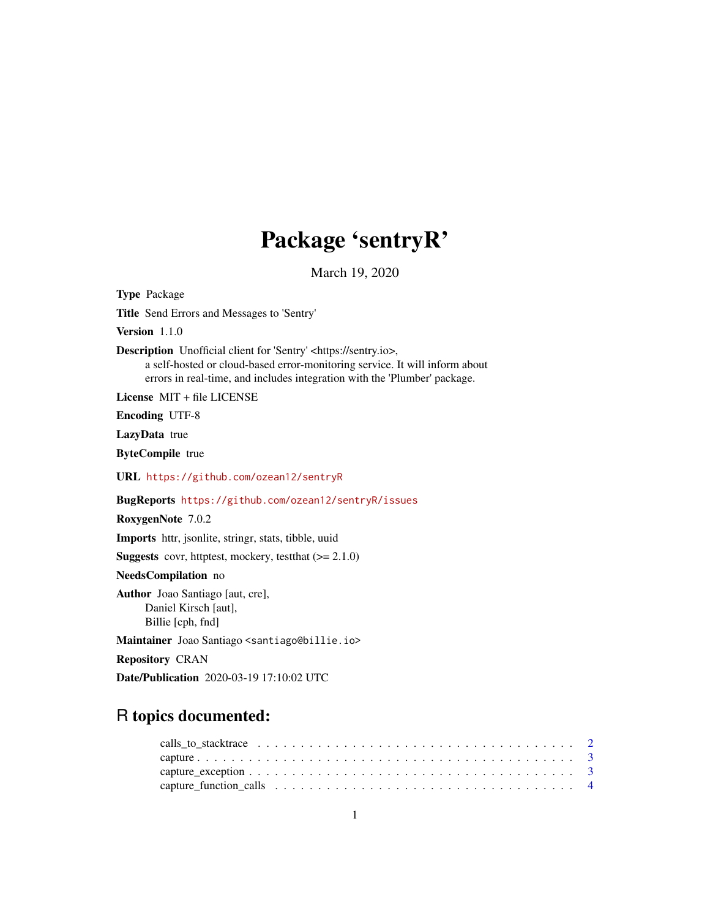# Package 'sentryR'

March 19, 2020

**Type** Package

**Title** Send Errors and Messages to 'Sentry'

**Version** 1.1.0

**Description** Unofficial client for 'Sentry' <https://sentry.io>, a self-hosted or cloud-based error-monitoring service. It will inform about errors in real-time, and includes integration with the 'Plumber' package.

**License** MIT + file LICENSE

**Encoding** UTF-8

**LazyData** true

**ByteCompile** true

**URL** https://github.com/ozean12/sentryR

**BugReports** https://github.com/ozean12/sentryR/issues

**RoxygenNote** 7.0.2

**Imports** httr, jsonlite, stringr, stats, tibble, uuid

**Suggests** covr, httptest, mockery, testthat (>= 2.1.0)

**NeedsCompilation** no

**Author** Joao Santiago [aut, cre],
Daniel Kirsch [aut],
Billie [cph, fnd]

**Maintainer** Joao Santiago <santiago@billie.io>

**Repository** CRAN

**Date/Publication** 2020-03-19 17:10:02 UTC

## R topics documented:

- calls_to_stacktrace . . . . . . . . . . . . . . . . . . . . . . . . . . . . . . . . . . . . 2
- capture . . . . . . . . . . . . . . . . . . . . . . . . . . . . . . . . . . . . . . . . . . 3
- capture_exception . . . . . . . . . . . . . . . . . . . . . . . . . . . . . . . . . . . . . 3
- capture_function_calls . . . . . . . . . . . . . . . . . . . . . . . . . . . . . . . . . . 4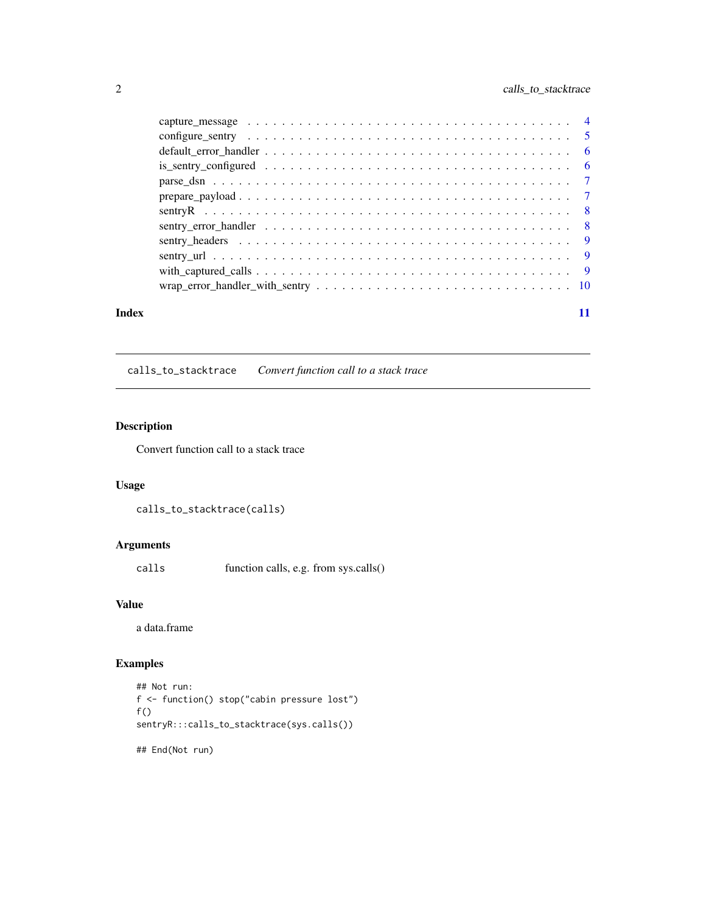capture_message . . . . . . . . . . . . . . . . . . . . . . . . . . . . . . . . . . . 4
configure_sentry . . . . . . . . . . . . . . . . . . . . . . . . . . . . . . . . . . . 5
default_error_handler . . . . . . . . . . . . . . . . . . . . . . . . . . . . . . . . . 6
is_sentry_configured . . . . . . . . . . . . . . . . . . . . . . . . . . . . . . . . . 6
parse_dsn . . . . . . . . . . . . . . . . . . . . . . . . . . . . . . . . . . . . . . 7
prepare_payload . . . . . . . . . . . . . . . . . . . . . . . . . . . . . . . . . . . 7
sentryR . . . . . . . . . . . . . . . . . . . . . . . . . . . . . . . . . . . . . . . 8
sentry_error_handler . . . . . . . . . . . . . . . . . . . . . . . . . . . . . . . . . 8
sentry_headers . . . . . . . . . . . . . . . . . . . . . . . . . . . . . . . . . . . . 9
sentry_url . . . . . . . . . . . . . . . . . . . . . . . . . . . . . . . . . . . . . . 9
with_captured_calls . . . . . . . . . . . . . . . . . . . . . . . . . . . . . . . . . . 9
wrap_error_handler_with_sentry . . . . . . . . . . . . . . . . . . . . . . . . . . . . 10

**Index** **11**

---

## calls_to_stacktrace — *Convert function call to a stack trace*

### Description

Convert function call to a stack trace

### Usage

```
calls_to_stacktrace(calls)
```

### Arguments

| | |
|---|---|
| `calls` | function calls, e.g. from sys.calls() |

### Value

a data.frame

### Examples

```
## Not run:
f <- function() stop("cabin pressure lost")
f()
sentryR:::calls_to_stacktrace(sys.calls())

## End(Not run)
```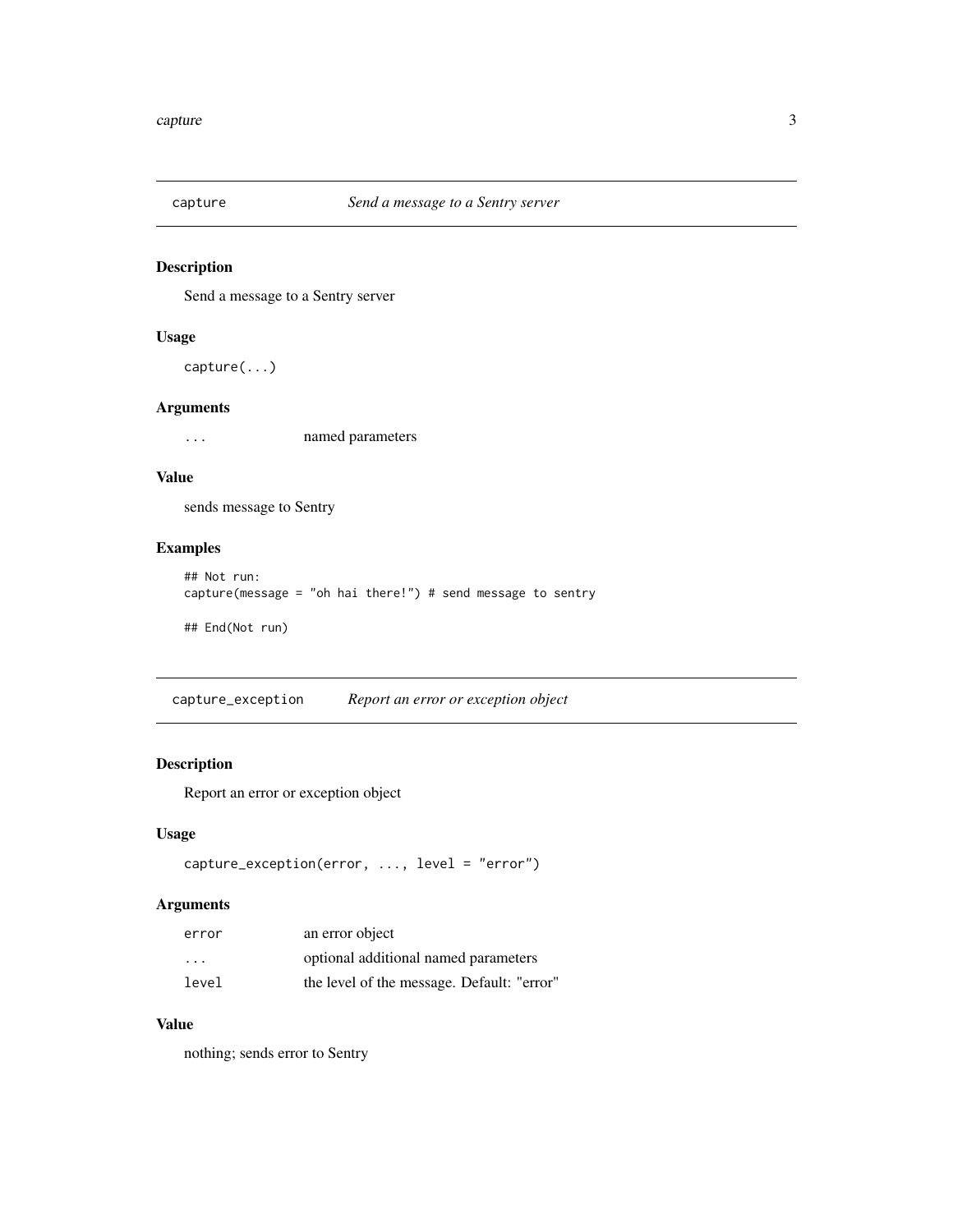## capture — *Send a message to a Sentry server*

### Description

Send a message to a Sentry server

### Usage

```
capture(...)
```

### Arguments

| | |
|---|---|
| ... | named parameters |

### Value

sends message to Sentry

### Examples

```
## Not run:
capture(message = "oh hai there!") # send message to sentry

## End(Not run)
```

## capture_exception — *Report an error or exception object*

### Description

Report an error or exception object

### Usage

```
capture_exception(error, ..., level = "error")
```

### Arguments

| | |
|---|---|
| error | an error object |
| ... | optional additional named parameters |
| level | the level of the message. Default: "error" |

### Value

nothing; sends error to Sentry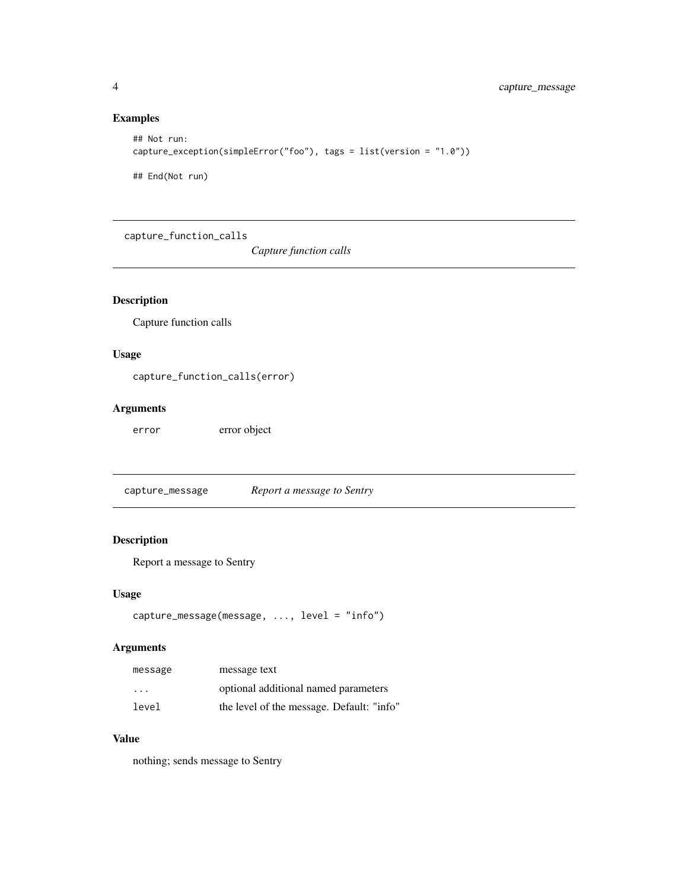### Examples

```
## Not run:
capture_exception(simpleError("foo"), tags = list(version = "1.0"))

## End(Not run)
```

---

## capture_function_calls    *Capture function calls*

### Description

Capture function calls

### Usage

```
capture_function_calls(error)
```

### Arguments

| | |
|---|---|
| error | error object |

---

## capture_message    *Report a message to Sentry*

### Description

Report a message to Sentry

### Usage

```
capture_message(message, ..., level = "info")
```

### Arguments

| | |
|---|---|
| message | message text |
| ... | optional additional named parameters |
| level | the level of the message. Default: "info" |

### Value

nothing; sends message to Sentry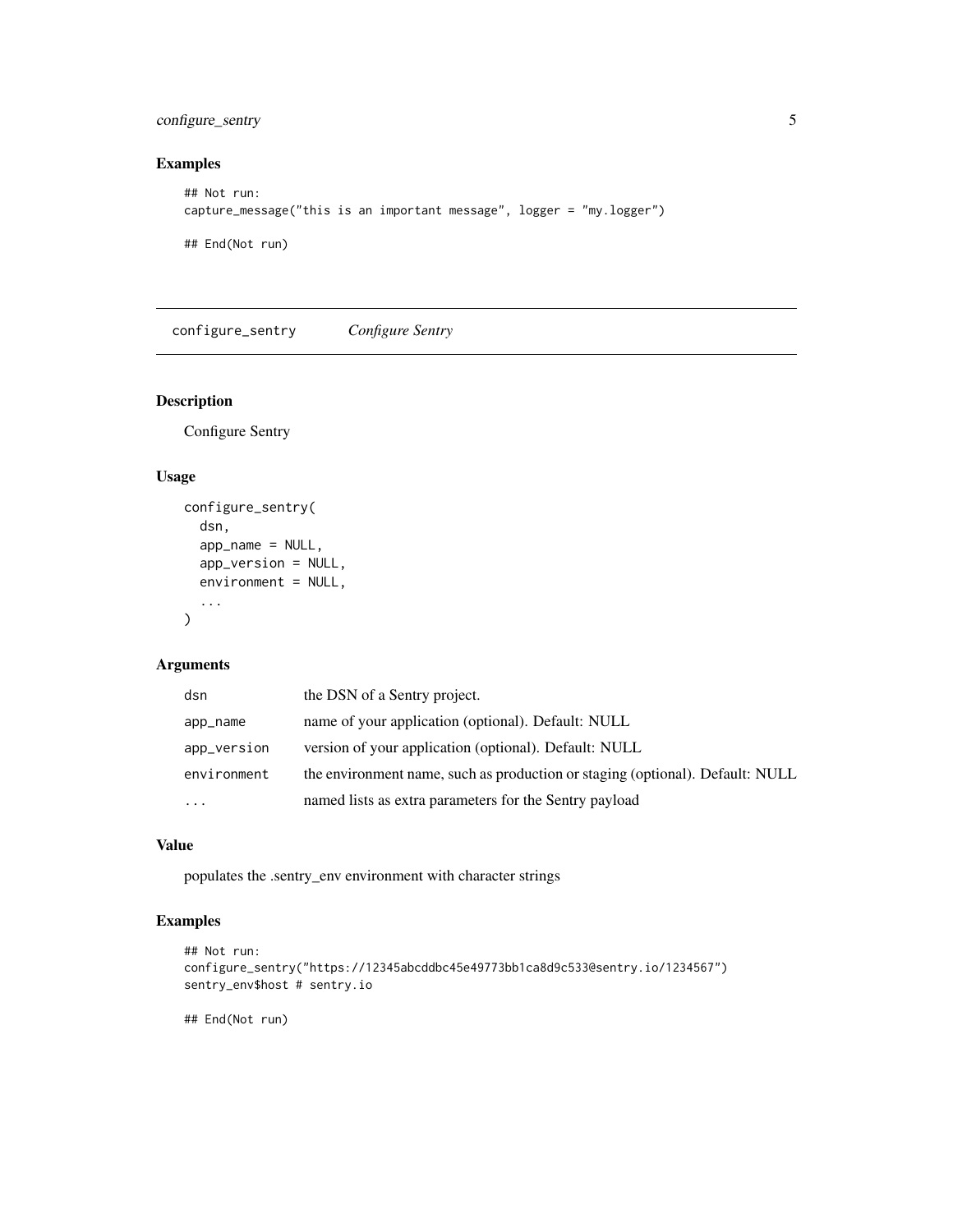## Examples

```
## Not run:
capture_message("this is an important message", logger = "my.logger")

## End(Not run)
```

---

# configure_sentry *Configure Sentry*

---

## Description

Configure Sentry

## Usage

```
configure_sentry(
  dsn,
  app_name = NULL,
  app_version = NULL,
  environment = NULL,
  ...
)
```

## Arguments

| | |
|---|---|
| dsn | the DSN of a Sentry project. |
| app_name | name of your application (optional). Default: NULL |
| app_version | version of your application (optional). Default: NULL |
| environment | the environment name, such as production or staging (optional). Default: NULL |
| ... | named lists as extra parameters for the Sentry payload |

## Value

populates the .sentry_env environment with character strings

## Examples

```
## Not run:
configure_sentry("https://12345abcddbc45e49773bb1ca8d9c533@sentry.io/1234567")
sentry_env$host # sentry.io

## End(Not run)
```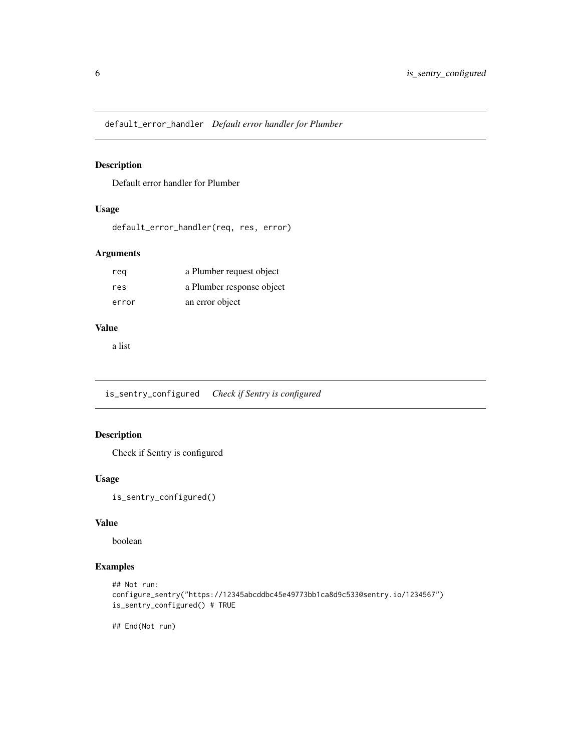## default_error_handler *Default error handler for Plumber*

### Description

Default error handler for Plumber

### Usage

```
default_error_handler(req, res, error)
```

### Arguments

| | |
|---|---|
| req | a Plumber request object |
| res | a Plumber response object |
| error | an error object |

### Value

a list

## is_sentry_configured *Check if Sentry is configured*

### Description

Check if Sentry is configured

### Usage

```
is_sentry_configured()
```

### Value

boolean

### Examples

```
## Not run:
configure_sentry("https://12345abcddbc45e49773bb1ca8d9c533@sentry.io/1234567")
is_sentry_configured() # TRUE

## End(Not run)
```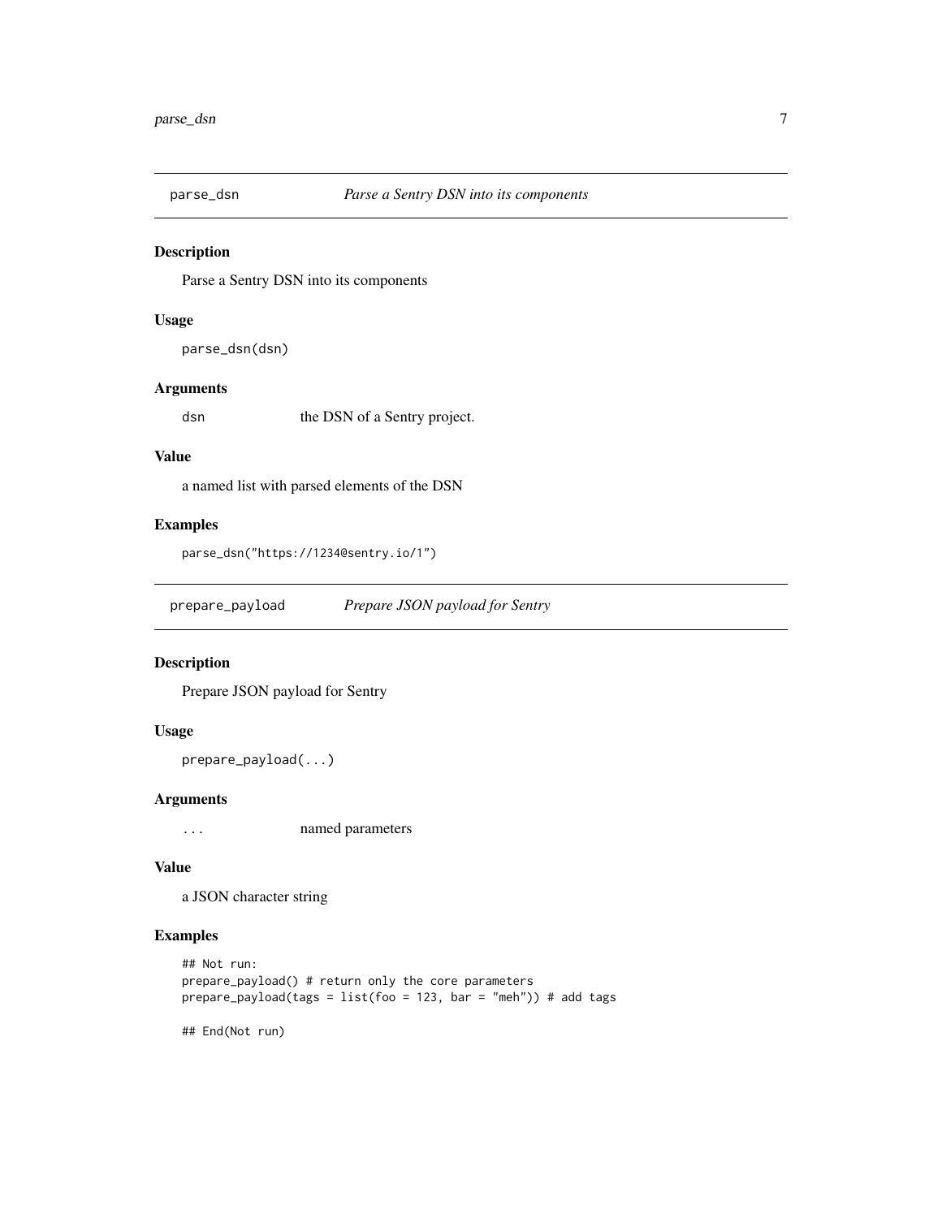## parse_dsn *Parse a Sentry DSN into its components*

### Description

Parse a Sentry DSN into its components

### Usage

```
parse_dsn(dsn)
```

### Arguments

| | |
|---|---|
| dsn | the DSN of a Sentry project. |

### Value

a named list with parsed elements of the DSN

### Examples

```
parse_dsn("https://1234@sentry.io/1")
```

## prepare_payload *Prepare JSON payload for Sentry*

### Description

Prepare JSON payload for Sentry

### Usage

```
prepare_payload(...)
```

### Arguments

| | |
|---|---|
| ... | named parameters |

### Value

a JSON character string

### Examples

```
## Not run:
prepare_payload() # return only the core parameters
prepare_payload(tags = list(foo = 123, bar = "meh")) # add tags

## End(Not run)
```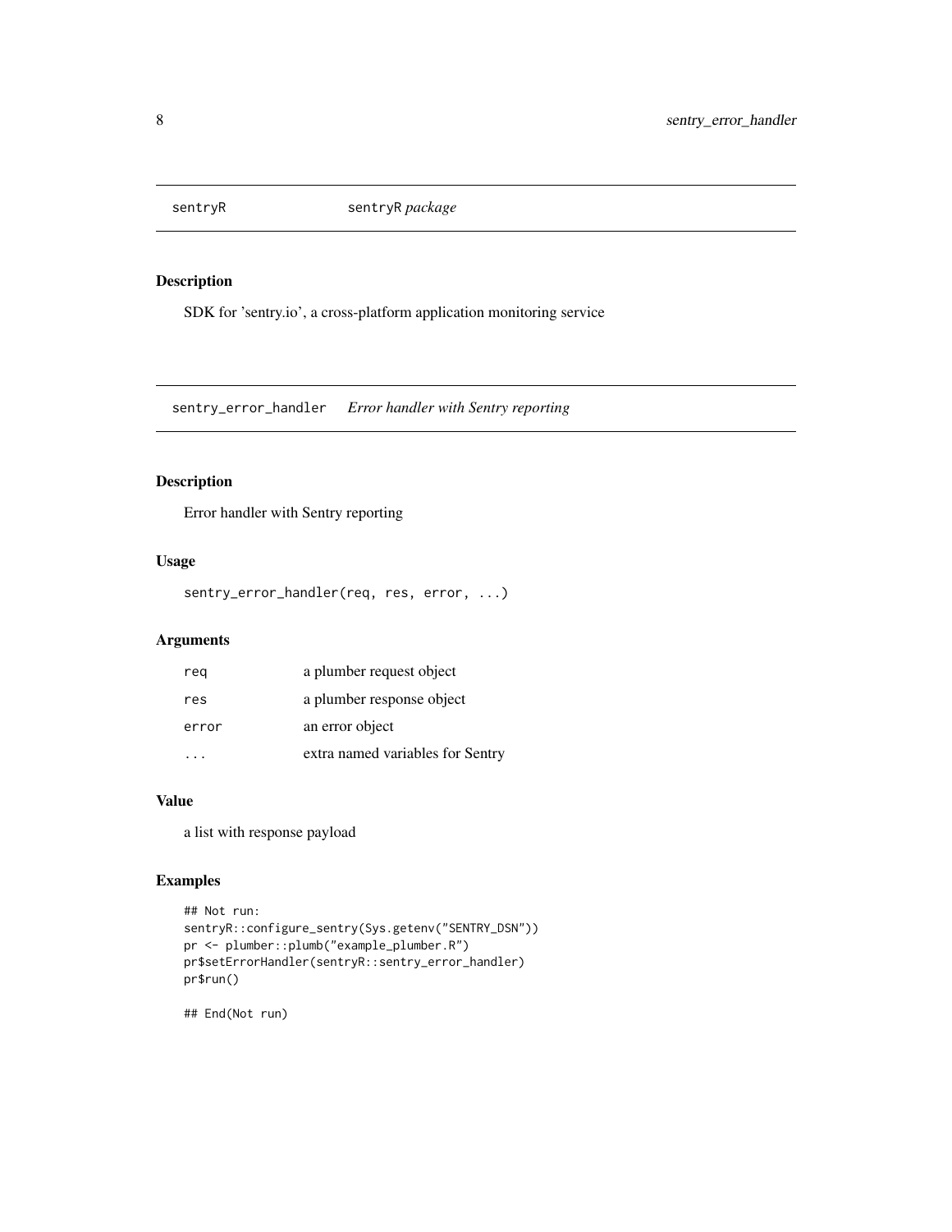## sentryR — sentryR *package*

### Description

SDK for 'sentry.io', a cross-platform application monitoring service

## sentry_error_handler — *Error handler with Sentry reporting*

### Description

Error handler with Sentry reporting

### Usage

```
sentry_error_handler(req, res, error, ...)
```

### Arguments

| | |
|---|---|
| req | a plumber request object |
| res | a plumber response object |
| error | an error object |
| ... | extra named variables for Sentry |

### Value

a list with response payload

### Examples

```
## Not run:
sentryR::configure_sentry(Sys.getenv("SENTRY_DSN"))
pr <- plumber::plumb("example_plumber.R")
pr$setErrorHandler(sentryR::sentry_error_handler)
pr$run()

## End(Not run)
```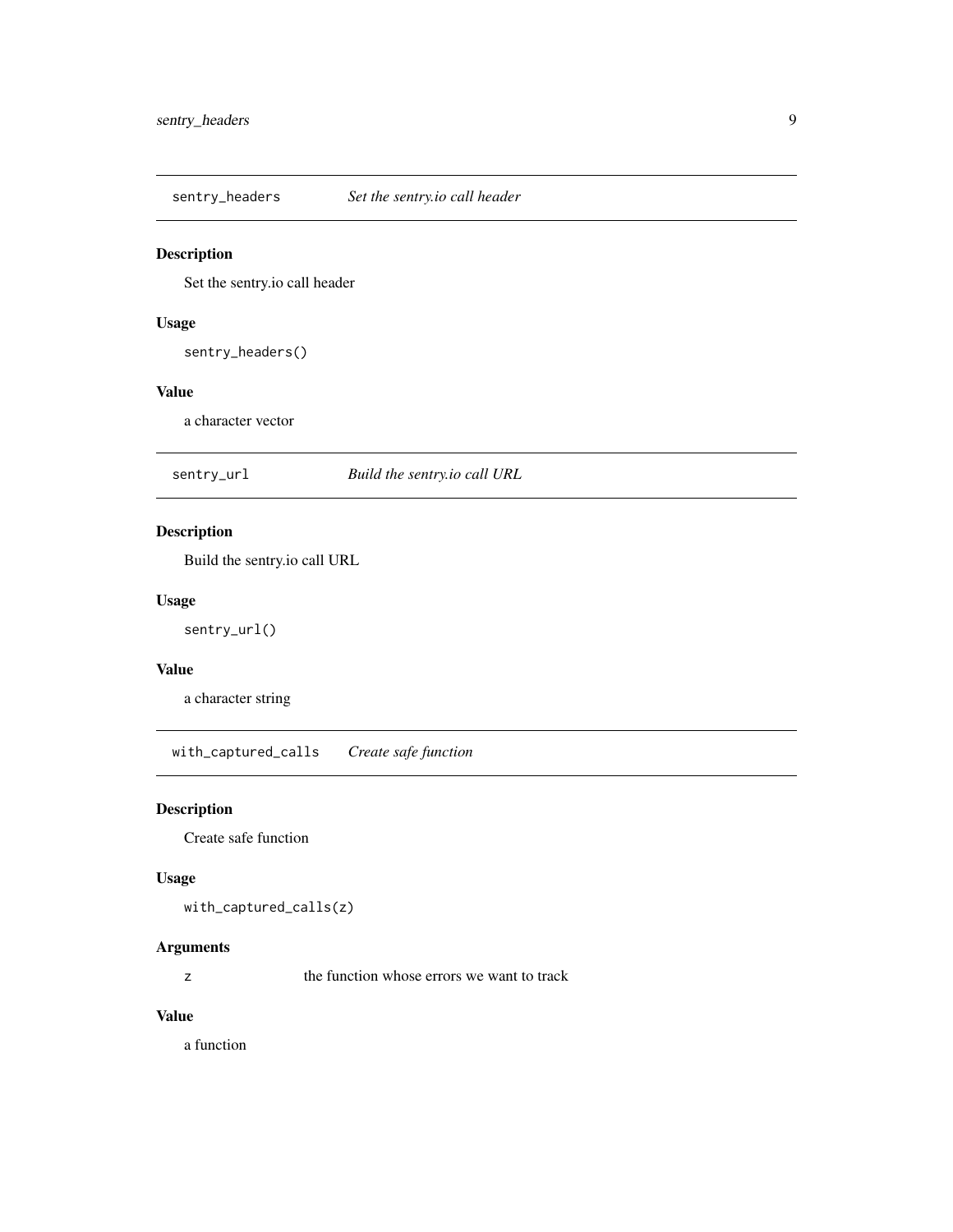## sentry_headers — *Set the sentry.io call header*

### Description

Set the sentry.io call header

### Usage

```
sentry_headers()
```

### Value

a character vector

## sentry_url — *Build the sentry.io call URL*

### Description

Build the sentry.io call URL

### Usage

```
sentry_url()
```

### Value

a character string

## with_captured_calls — *Create safe function*

### Description

Create safe function

### Usage

```
with_captured_calls(z)
```

### Arguments

| | |
|---|---|
| z | the function whose errors we want to track |

### Value

a function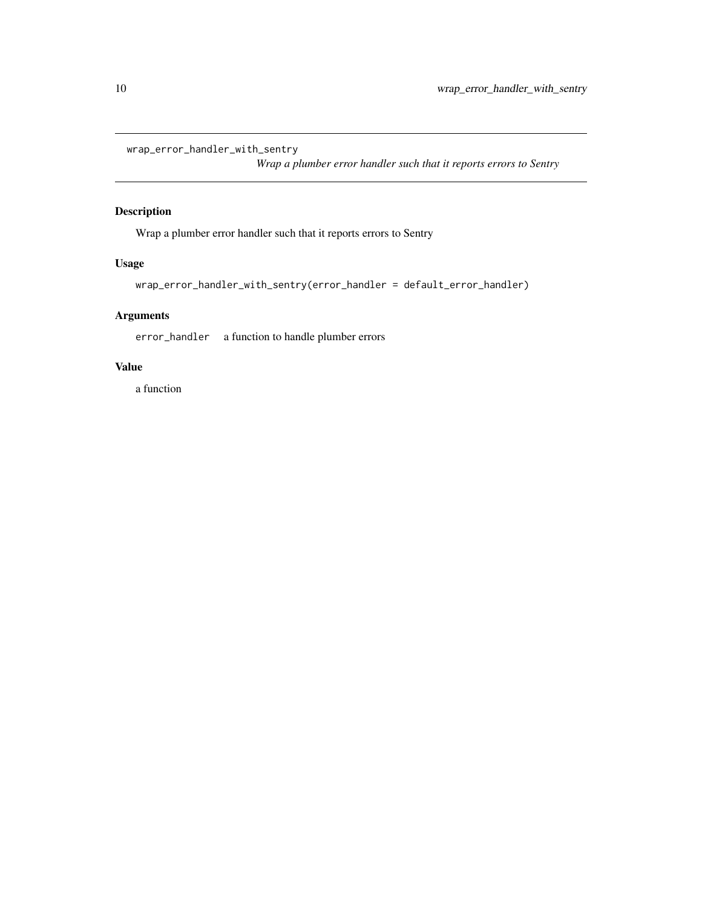`wrap_error_handler_with_sentry`
*Wrap a plumber error handler such that it reports errors to Sentry*

## Description

Wrap a plumber error handler such that it reports errors to Sentry

## Usage

```
wrap_error_handler_with_sentry(error_handler = default_error_handler)
```

## Arguments

`error_handler` a function to handle plumber errors

## Value

a function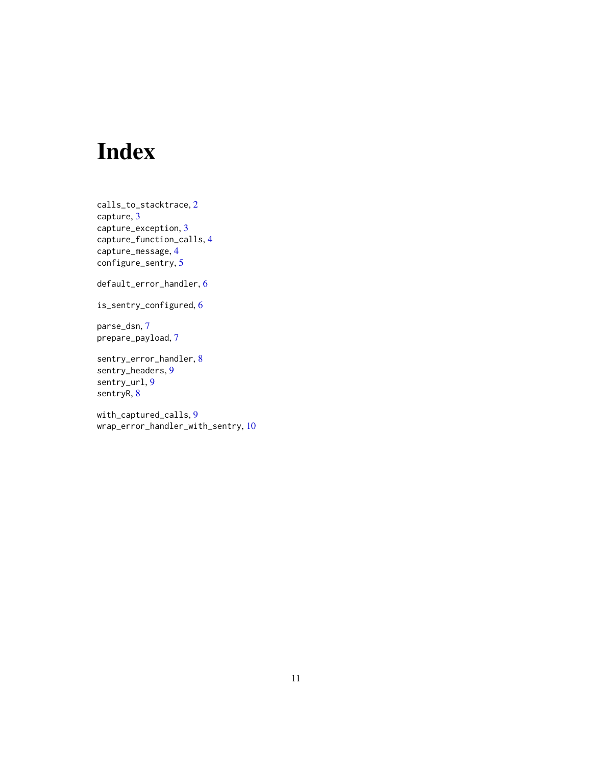# Index

calls_to_stacktrace, 2
capture, 3
capture_exception, 3
capture_function_calls, 4
capture_message, 4
configure_sentry, 5

default_error_handler, 6

is_sentry_configured, 6

parse_dsn, 7
prepare_payload, 7

sentry_error_handler, 8
sentry_headers, 9
sentry_url, 9
sentryR, 8

with_captured_calls, 9
wrap_error_handler_with_sentry, 10